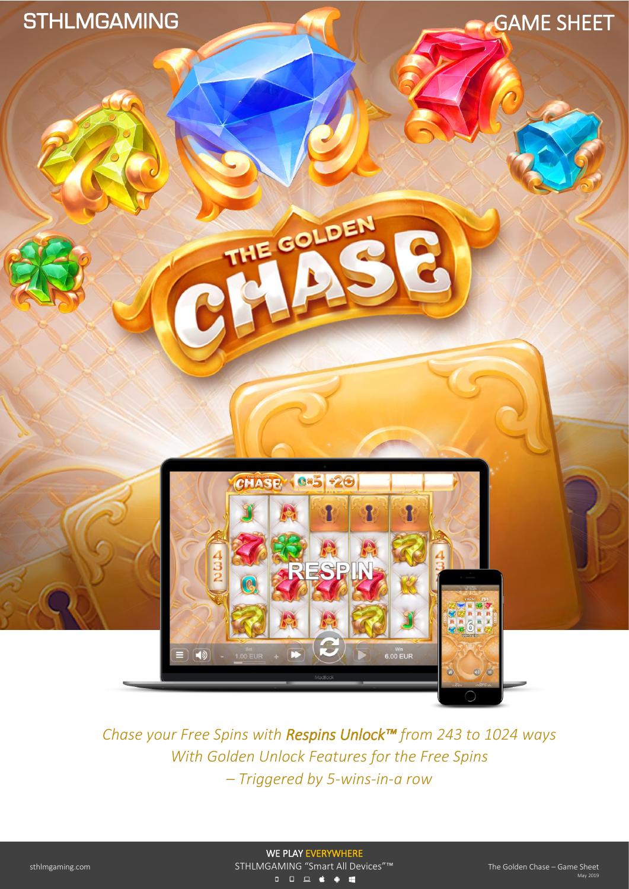STHLMGAMING

GAME SHEET

# THE GOLDEN CHASE

*Chase your Free Spins with* ***Respins Unlock™*** *from 243 to 1024 ways*
*With Golden Unlock Features for the Free Spins*
*– Triggered by 5-wins-in-a row*

sthlmgaming.com

WE PLAY EVERYWHERE
STHLMGAMING "Smart All Devices"™

The Golden Chase – Game Sheet
May 2019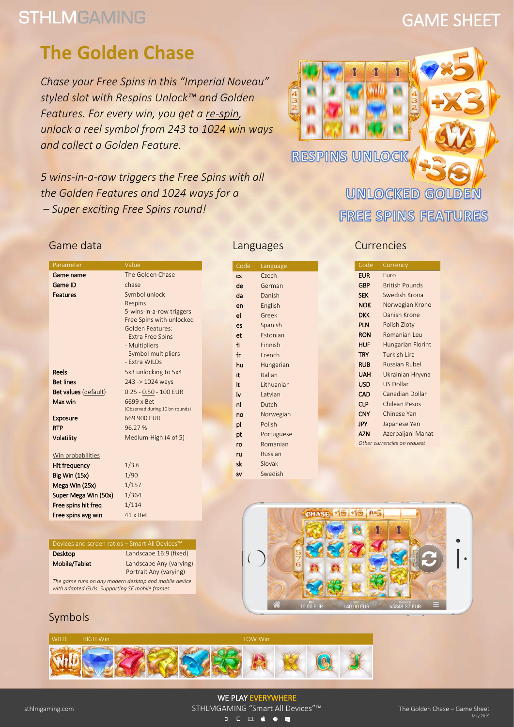STHLMGAMING

# GAME SHEET

## The Golden Chase

*Chase your Free Spins in this "Imperial Noveau" styled slot with Respins Unlock™ and Golden Features. For every win, you get a re-spin, unlock a reel symbol from 243 to 1024 win ways and collect a Golden Feature.*

*5 wins-in-a-row triggers the Free Spins with all the Golden Features and 1024 ways for a – Super exciting Free Spins round!*

RESPINS UNLOCK

UNLOCKED GOLDEN FREE SPINS FEATURES

### Game data

| Parameter | Value |
|---|---|
| **Game name** | The Golden Chase |
| **Game ID** | chase |
| **Features** | Symbol unlock<br>Respins<br>5-wins-in-a-row triggers Free Spins with unlocked Golden Features:<br>- Extra Free Spins<br>- Multipliers<br>- Symbol multipliers<br>- Extra WILDs |
| **Reels** | 5x3 unlocking to 5x4 |
| **Bet lines** | 243 -> 1024 ways |
| **Bet values** (default) | 0.25 - 0.50 - 100 EUR |
| **Max win** | 6699 x Bet<br>(Observed during 10 bn rounds) |
| **Exposure** | 669 900 EUR |
| **RTP** | 96.27 % |
| **Volatility** | Medium-High (4 of 5) |
| Win probabilities | |
| **Hit frequency** | 1/3.6 |
| **Big Win (15x)** | 1/90 |
| **Mega Win (25x)** | 1/157 |
| **Super Mega Win (50x)** | 1/364 |
| **Free spins hit freq** | 1/114 |
| **Free spins avg win** | 41 x Bet |

| Devices and screen ratios – Smart All Devices™ | |
|---|---|
| **Desktop** | Landscape 16:9 (fixed) |
| **Mobile/Tablet** | Landscape Any (varying)<br>Portrait Any (varying) |

*The game runs on any modern desktop and mobile device with adapted GUIs. Supporting SE mobile frames.*

### Languages

| Code | Language |
|---|---|
| **cs** | Czech |
| **de** | German |
| **da** | Danish |
| **en** | English |
| **el** | Greek |
| **es** | Spanish |
| **et** | Estonian |
| **fi** | Finnish |
| **fr** | French |
| **hu** | Hungarian |
| **it** | Italian |
| **lt** | Lithuanian |
| **lv** | Latvian |
| **nl** | Dutch |
| **no** | Norwegian |
| **pl** | Polish |
| **pt** | Portuguese |
| **ro** | Romanian |
| **ru** | Russian |
| **sk** | Slovak |
| **sv** | Swedish |

### Currencies

| Code | Currency |
|---|---|
| **EUR** | Euro |
| **GBP** | British Pounds |
| **SEK** | Swedish Krona |
| **NOK** | Norwegian Krone |
| **DKK** | Danish Krone |
| **PLN** | Polish Zloty |
| **RON** | Romanian Leu |
| **HUF** | Hungarian Florint |
| **TRY** | Turkish Lira |
| **RUB** | Russian Rubel |
| **UAH** | Ukrainian Hryvna |
| **USD** | US Dollar |
| **CAD** | Canadian Dollar |
| **CLP** | Chilean Pesos |
| **CNY** | Chinese Yan |
| **JPY** | Japanese Yen |
| **AZN** | Azerbaijani Manat |

*Other currencies on request*

### Symbols

WILD | HIGH Win | LOW Win

WE PLAY EVERYWHERE
STHLMGAMING "Smart All Devices"™

sthlmgaming.com

The Golden Chase – Game Sheet
May 2019